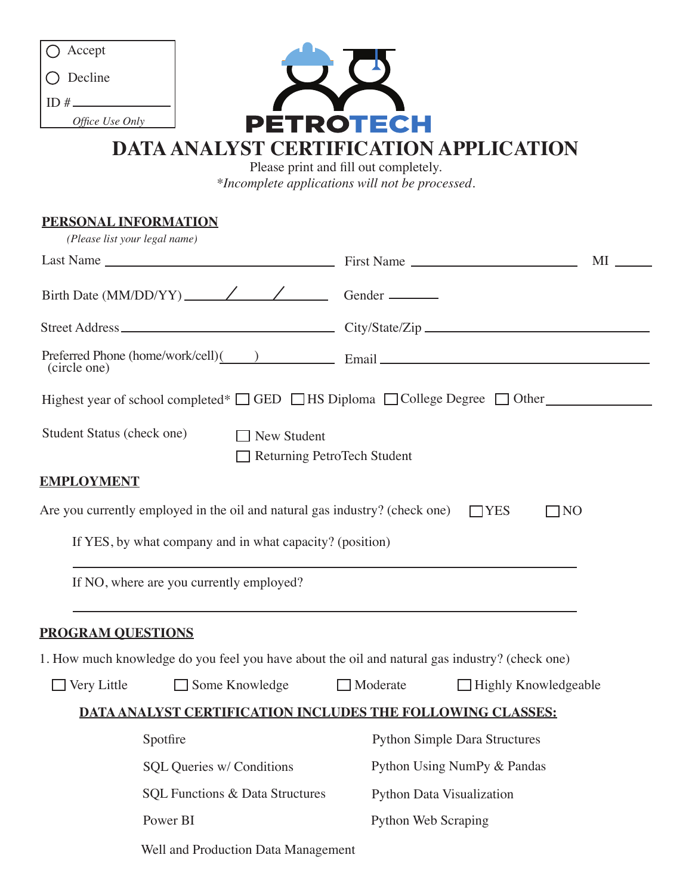○ Accept

○ Decline

ID # ____________

*Office Use Only*

PETROTECH

# DATA ANALYST CERTIFICATION APPLICATION

Please print and fill out completely.

*\*Incomplete applications will not be processed.*

## PERSONAL INFORMATION

*(Please list your legal name)*

Last Name ______________________ First Name ______________________ MI ______

Birth Date (MM/DD/YY) _____/_____/_____ Gender ________

Street Address ______________________ City/State/Zip ______________________

Preferred Phone (home/work/cell)(____) __________ Email ______________________
(circle one)

Highest year of school completed* ☐ GED ☐ HS Diploma ☐ College Degree ☐ Other ____________

Student Status (check one) ☐ New Student
☐ Returning PetroTech Student

## EMPLOYMENT

Are you currently employed in the oil and natural gas industry? (check one) ☐ YES ☐ NO

If YES, by what company and in what capacity? (position)

______________________________________________

If NO, where are you currently employed?

______________________________________________

## PROGRAM QUESTIONS

1. How much knowledge do you feel you have about the oil and natural gas industry? (check one)

☐ Very Little ☐ Some Knowledge ☐ Moderate ☐ Highly Knowledgeable

**DATA ANALYST CERTIFICATION INCLUDES THE FOLLOWING CLASSES:**

- Spotfire
- SQL Queries w/ Conditions
- SQL Functions & Data Structures
- Power BI
- Well and Production Data Management
- Python Simple Dara Structures
- Python Using NumPy & Pandas
- Python Data Visualization
- Python Web Scraping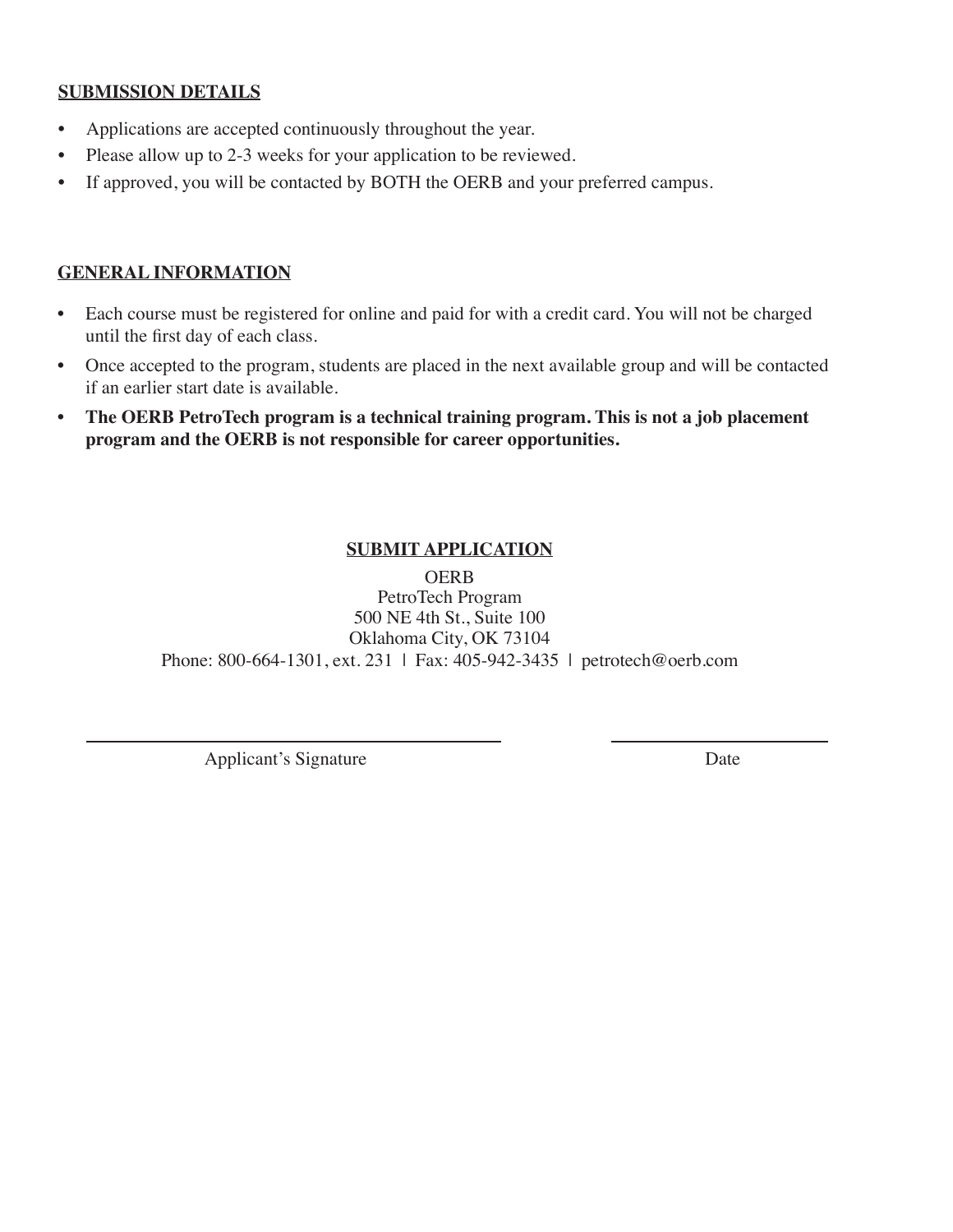## SUBMISSION DETAILS

- Applications are accepted continuously throughout the year.
- Please allow up to 2-3 weeks for your application to be reviewed.
- If approved, you will be contacted by BOTH the OERB and your preferred campus.

## GENERAL INFORMATION

- Each course must be registered for online and paid for with a credit card. You will not be charged until the first day of each class.
- Once accepted to the program, students are placed in the next available group and will be contacted if an earlier start date is available.
- **The OERB PetroTech program is a technical training program. This is not a job placement program and the OERB is not responsible for career opportunities.**

## SUBMIT APPLICATION

OERB
PetroTech Program
500 NE 4th St., Suite 100
Oklahoma City, OK 73104
Phone: 800-664-1301, ext. 231 | Fax: 405-942-3435 | petrotech@oerb.com

______________________________ Applicant's Signature

______________________________ Date